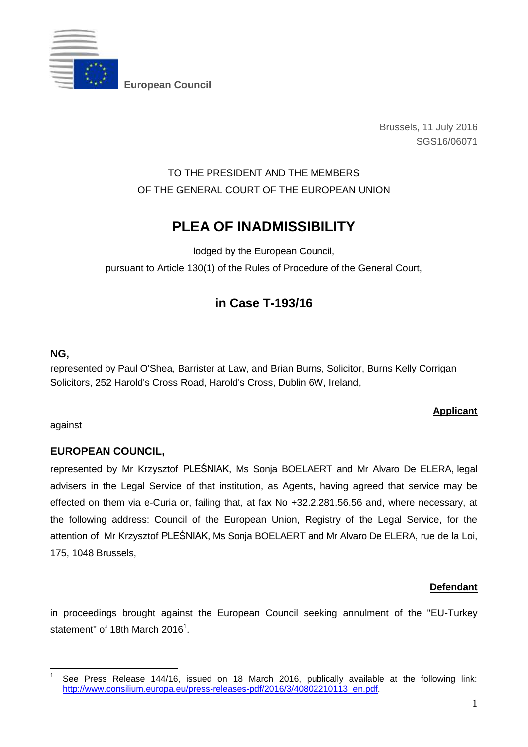European Council

Brussels, 11 July 2016
SGS16/06071

TO THE PRESIDENT AND THE MEMBERS
OF THE GENERAL COURT OF THE EUROPEAN UNION

# PLEA OF INADMISSIBILITY

lodged by the European Council,
pursuant to Article 130(1) of the Rules of Procedure of the General Court,

## in Case T-193/16

**NG,**
represented by Paul O'Shea, Barrister at Law, and Brian Burns, Solicitor, Burns Kelly Corrigan Solicitors, 252 Harold's Cross Road, Harold's Cross, Dublin 6W, Ireland,

**Applicant**

against

**EUROPEAN COUNCIL,**
represented by Mr Krzysztof PLEŚNIAK, Ms Sonja BOELAERT and Mr Alvaro De ELERA, legal advisers in the Legal Service of that institution, as Agents, having agreed that service may be effected on them via e-Curia or, failing that, at fax No +32.2.281.56.56 and, where necessary, at the following address: Council of the European Union, Registry of the Legal Service, for the attention of Mr Krzysztof PLEŚNIAK, Ms Sonja BOELAERT and Mr Alvaro De ELERA, rue de la Loi, 175, 1048 Brussels,

**Defendant**

in proceedings brought against the European Council seeking annulment of the "EU-Turkey statement" of 18th March 2016[1].

---

[1] See Press Release 144/16, issued on 18 March 2016, publically available at the following link: http://www.consilium.europa.eu/press-releases-pdf/2016/3/40802210113_en.pdf.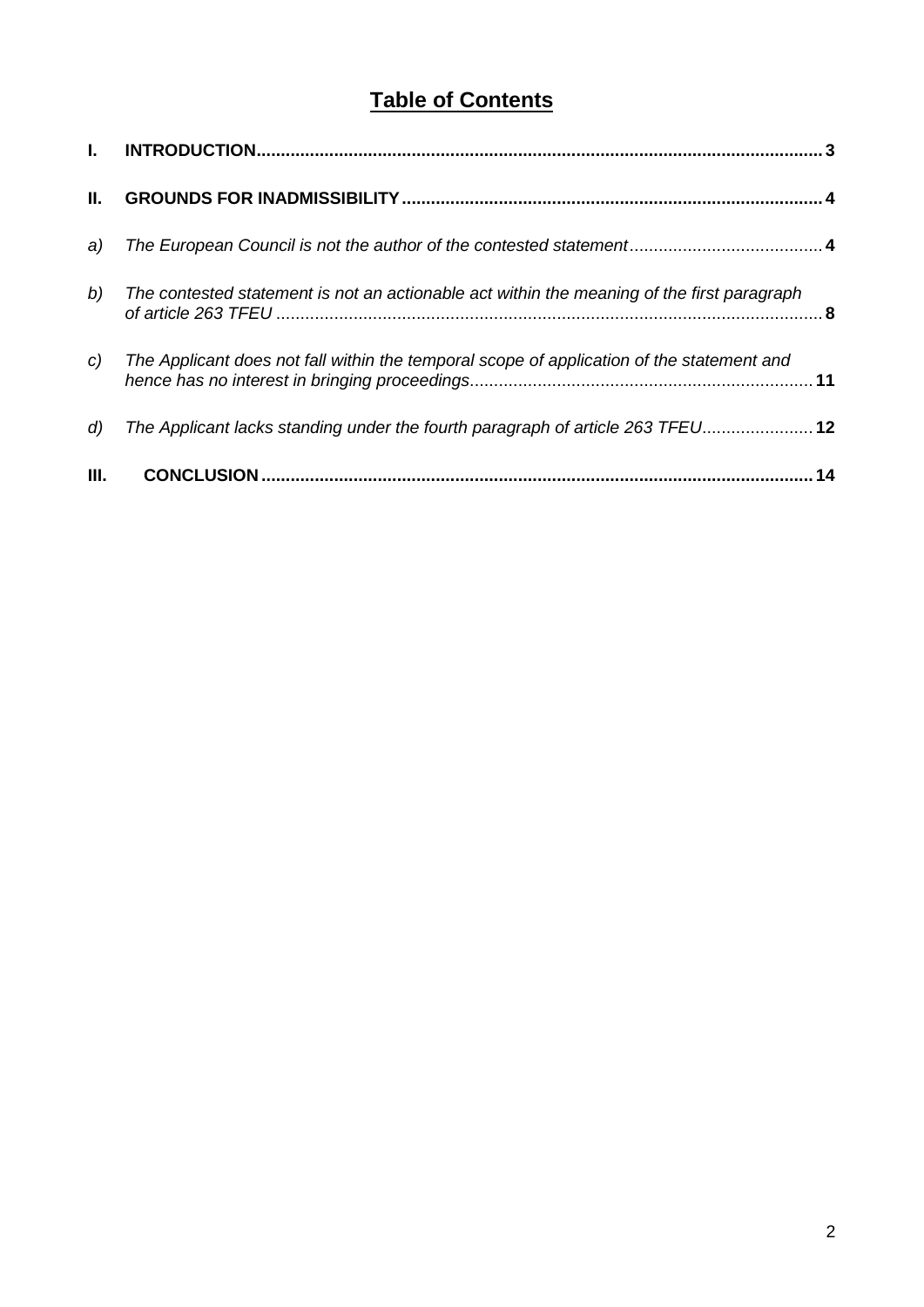# **Table of Contents**

**I. INTRODUCTION** .................................................................................................................. **3**

**II. GROUNDS FOR INADMISSIBILITY** .................................................................................... **4**

*a) The European Council is not the author of the contested statement* ....................................... **4**

*b) The contested statement is not an actionable act within the meaning of the first paragraph of article 263 TFEU* ............................................................................................................... **8**

*c) The Applicant does not fall within the temporal scope of application of the statement and hence has no interest in bringing proceedings* ...................................................................... **11**

*d) The Applicant lacks standing under the fourth paragraph of article 263 TFEU* ...................... **12**

**III. CONCLUSION** ................................................................................................................ **14**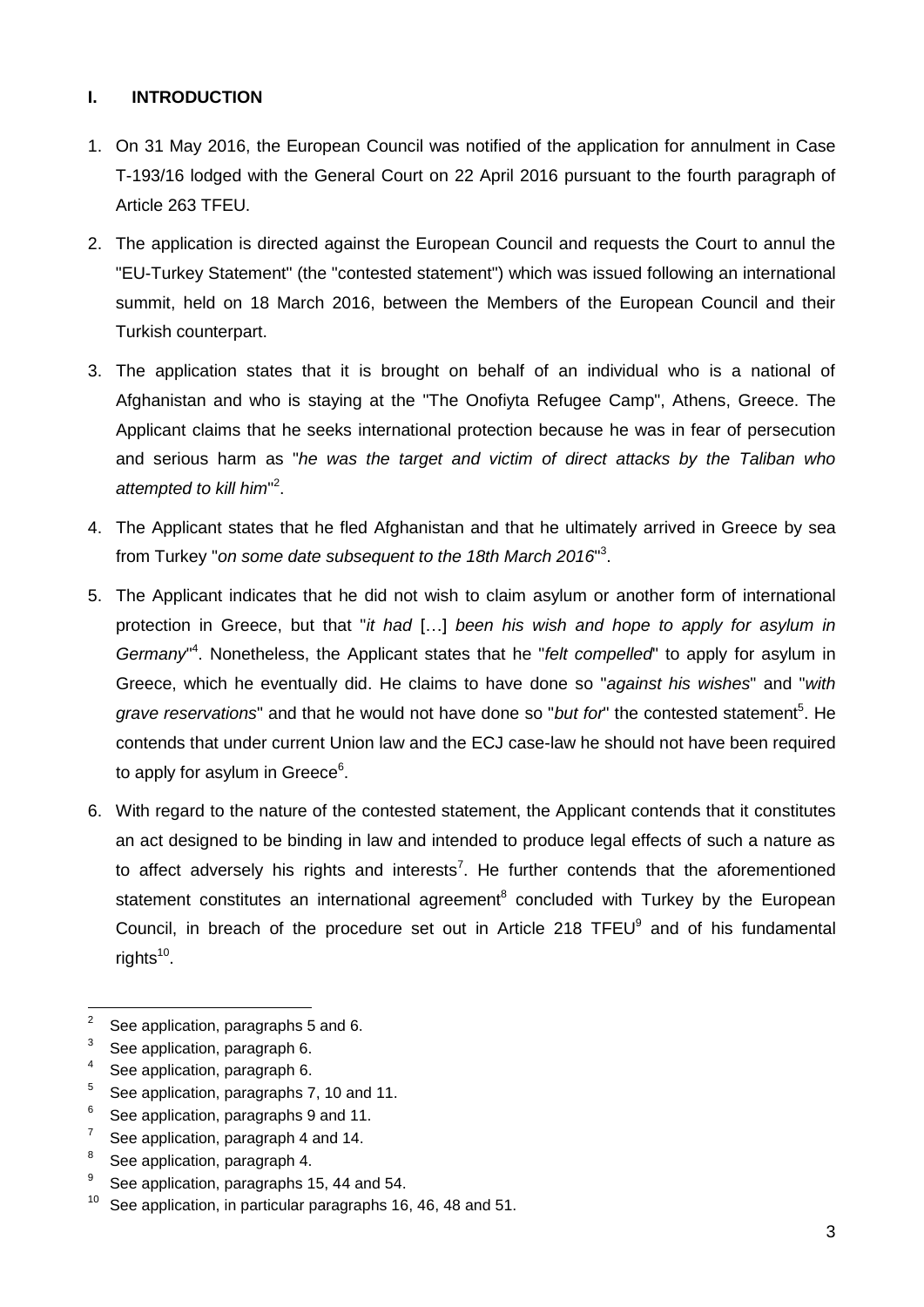## I. INTRODUCTION

1. On 31 May 2016, the European Council was notified of the application for annulment in Case T-193/16 lodged with the General Court on 22 April 2016 pursuant to the fourth paragraph of Article 263 TFEU.

2. The application is directed against the European Council and requests the Court to annul the "EU-Turkey Statement" (the "contested statement") which was issued following an international summit, held on 18 March 2016, between the Members of the European Council and their Turkish counterpart.

3. The application states that it is brought on behalf of an individual who is a national of Afghanistan and who is staying at the "The Onofiyta Refugee Camp", Athens, Greece. The Applicant claims that he seeks international protection because he was in fear of persecution and serious harm as "*he was the target and victim of direct attacks by the Taliban who attempted to kill him*"[2].

4. The Applicant states that he fled Afghanistan and that he ultimately arrived in Greece by sea from Turkey "*on some date subsequent to the 18th March 2016*"[3].

5. The Applicant indicates that he did not wish to claim asylum or another form of international protection in Greece, but that "*it had* […] *been his wish and hope to apply for asylum in Germany*"[4]. Nonetheless, the Applicant states that he "*felt compelled*" to apply for asylum in Greece, which he eventually did. He claims to have done so "*against his wishes*" and "*with grave reservations*" and that he would not have done so "*but for*" the contested statement[5]. He contends that under current Union law and the ECJ case-law he should not have been required to apply for asylum in Greece[6].

6. With regard to the nature of the contested statement, the Applicant contends that it constitutes an act designed to be binding in law and intended to produce legal effects of such a nature as to affect adversely his rights and interests[7]. He further contends that the aforementioned statement constitutes an international agreement[8] concluded with Turkey by the European Council, in breach of the procedure set out in Article 218 TFEU[9] and of his fundamental rights[10].

---

[2] See application, paragraphs 5 and 6.

[3] See application, paragraph 6.

[4] See application, paragraph 6.

[5] See application, paragraphs 7, 10 and 11.

[6] See application, paragraphs 9 and 11.

[7] See application, paragraph 4 and 14.

[8] See application, paragraph 4.

[9] See application, paragraphs 15, 44 and 54.

[10] See application, in particular paragraphs 16, 46, 48 and 51.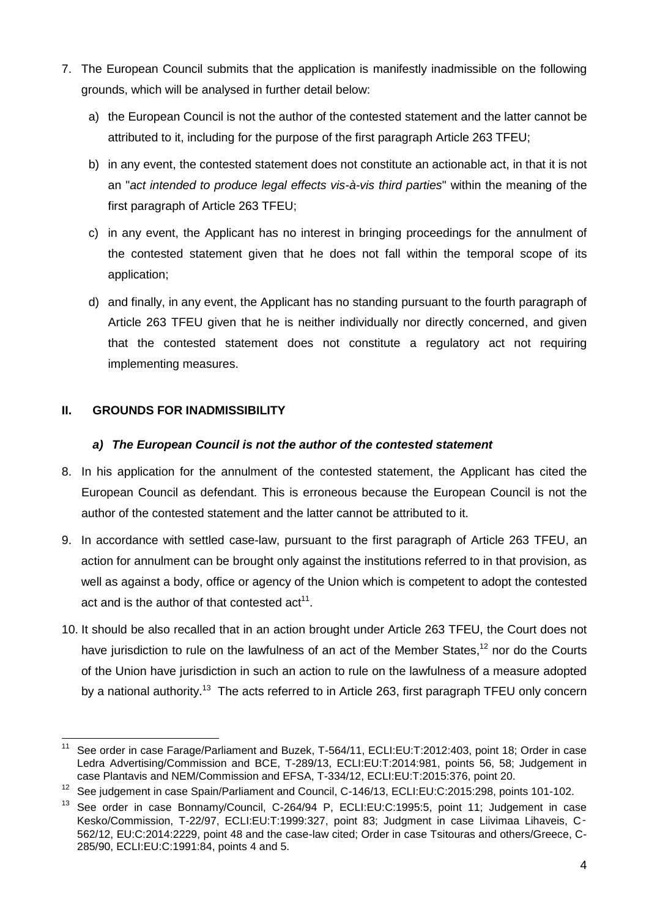7. The European Council submits that the application is manifestly inadmissible on the following grounds, which will be analysed in further detail below:

   a) the European Council is not the author of the contested statement and the latter cannot be attributed to it, including for the purpose of the first paragraph Article 263 TFEU;

   b) in any event, the contested statement does not constitute an actionable act, in that it is not an "*act intended to produce legal effects vis-à-vis third parties*" within the meaning of the first paragraph of Article 263 TFEU;

   c) in any event, the Applicant has no interest in bringing proceedings for the annulment of the contested statement given that he does not fall within the temporal scope of its application;

   d) and finally, in any event, the Applicant has no standing pursuant to the fourth paragraph of Article 263 TFEU given that he is neither individually nor directly concerned, and given that the contested statement does not constitute a regulatory act not requiring implementing measures.

## II. GROUNDS FOR INADMISSIBILITY

### *a) The European Council is not the author of the contested statement*

8. In his application for the annulment of the contested statement, the Applicant has cited the European Council as defendant. This is erroneous because the European Council is not the author of the contested statement and the latter cannot be attributed to it.

9. In accordance with settled case-law, pursuant to the first paragraph of Article 263 TFEU, an action for annulment can be brought only against the institutions referred to in that provision, as well as against a body, office or agency of the Union which is competent to adopt the contested act and is the author of that contested act[11].

10. It should be also recalled that in an action brought under Article 263 TFEU, the Court does not have jurisdiction to rule on the lawfulness of an act of the Member States,[12] nor do the Courts of the Union have jurisdiction in such an action to rule on the lawfulness of a measure adopted by a national authority.[13] The acts referred to in Article 263, first paragraph TFEU only concern

---

[11] See order in case Farage/Parliament and Buzek, T-564/11, ECLI:EU:T:2012:403, point 18; Order in case Ledra Advertising/Commission and BCE, T-289/13, ECLI:EU:T:2014:981, points 56, 58; Judgement in case Plantavis and NEM/Commission and EFSA, T-334/12, ECLI:EU:T:2015:376, point 20.

[12] See judgement in case Spain/Parliament and Council, C-146/13, ECLI:EU:C:2015:298, points 101-102.

[13] See order in case Bonnamy/Council, C-264/94 P, ECLI:EU:C:1995:5, point 11; Judgement in case Kesko/Commission, T-22/97, ECLI:EU:T:1999:327, point 83; Judgment in case Liivimaa Lihaveis, C-562/12, EU:C:2014:2229, point 48 and the case-law cited; Order in case Tsitouras and others/Greece, C-285/90, ECLI:EU:C:1991:84, points 4 and 5.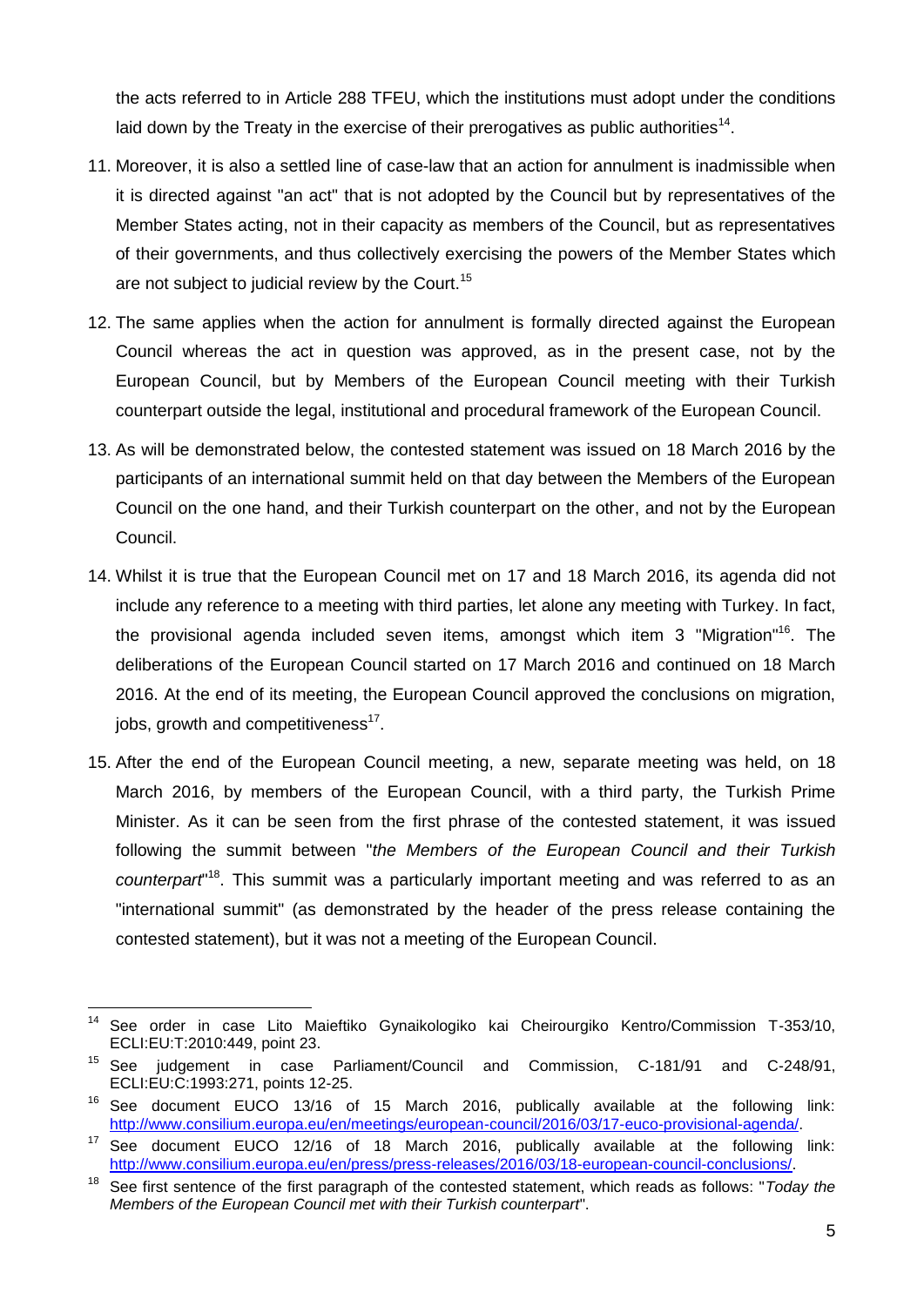the acts referred to in Article 288 TFEU, which the institutions must adopt under the conditions laid down by the Treaty in the exercise of their prerogatives as public authorities[14].

11. Moreover, it is also a settled line of case-law that an action for annulment is inadmissible when it is directed against "an act" that is not adopted by the Council but by representatives of the Member States acting, not in their capacity as members of the Council, but as representatives of their governments, and thus collectively exercising the powers of the Member States which are not subject to judicial review by the Court.[15]

12. The same applies when the action for annulment is formally directed against the European Council whereas the act in question was approved, as in the present case, not by the European Council, but by Members of the European Council meeting with their Turkish counterpart outside the legal, institutional and procedural framework of the European Council.

13. As will be demonstrated below, the contested statement was issued on 18 March 2016 by the participants of an international summit held on that day between the Members of the European Council on the one hand, and their Turkish counterpart on the other, and not by the European Council.

14. Whilst it is true that the European Council met on 17 and 18 March 2016, its agenda did not include any reference to a meeting with third parties, let alone any meeting with Turkey. In fact, the provisional agenda included seven items, amongst which item 3 "Migration"[16]. The deliberations of the European Council started on 17 March 2016 and continued on 18 March 2016. At the end of its meeting, the European Council approved the conclusions on migration, jobs, growth and competitiveness[17].

15. After the end of the European Council meeting, a new, separate meeting was held, on 18 March 2016, by members of the European Council, with a third party, the Turkish Prime Minister. As it can be seen from the first phrase of the contested statement, it was issued following the summit between "*the Members of the European Council and their Turkish counterpart*"[18]. This summit was a particularly important meeting and was referred to as an "international summit" (as demonstrated by the header of the press release containing the contested statement), but it was not a meeting of the European Council.

---

[14] See order in case Lito Maieftiko Gynaikologiko kai Cheirourgiko Kentro/Commission T-353/10, ECLI:EU:T:2010:449, point 23.

[15] See judgement in case Parliament/Council and Commission, C-181/91 and C-248/91, ECLI:EU:C:1993:271, points 12-25.

[16] See document EUCO 13/16 of 15 March 2016, publically available at the following link: http://www.consilium.europa.eu/en/meetings/european-council/2016/03/17-euco-provisional-agenda/.

[17] See document EUCO 12/16 of 18 March 2016, publically available at the following link: http://www.consilium.europa.eu/en/press/press-releases/2016/03/18-european-council-conclusions/.

[18] See first sentence of the first paragraph of the contested statement, which reads as follows: "*Today the Members of the European Council met with their Turkish counterpart*".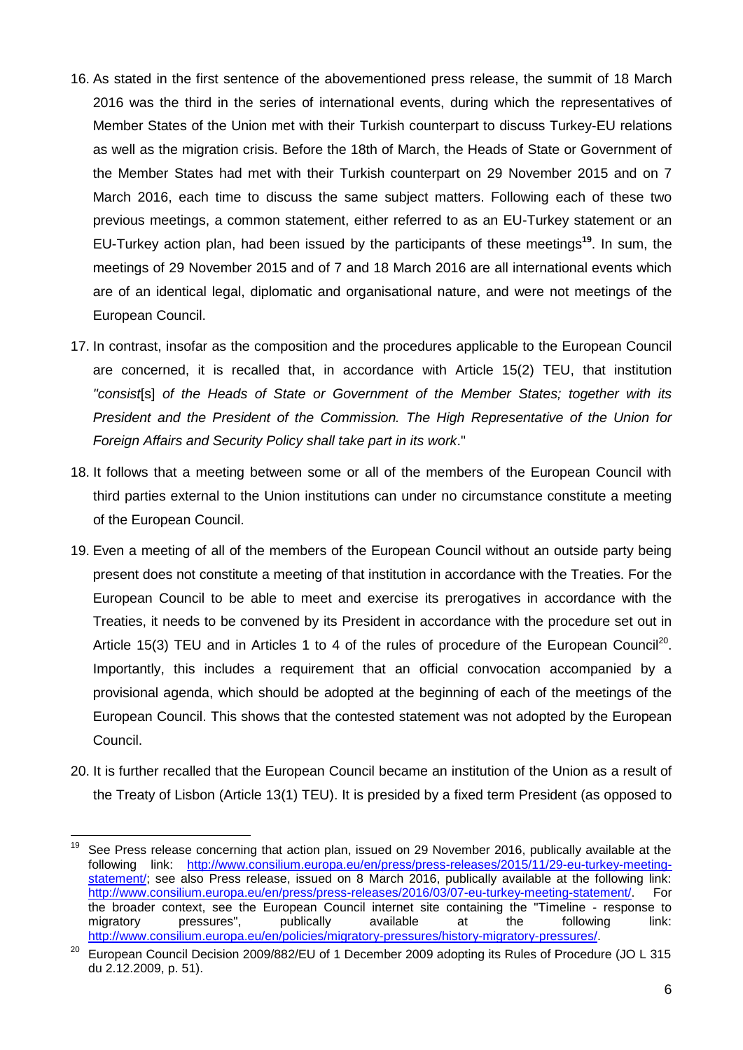16. As stated in the first sentence of the abovementioned press release, the summit of 18 March 2016 was the third in the series of international events, during which the representatives of Member States of the Union met with their Turkish counterpart to discuss Turkey-EU relations as well as the migration crisis. Before the 18th of March, the Heads of State or Government of the Member States had met with their Turkish counterpart on 29 November 2015 and on 7 March 2016, each time to discuss the same subject matters. Following each of these two previous meetings, a common statement, either referred to as an EU-Turkey statement or an EU-Turkey action plan, had been issued by the participants of these meetings[19]. In sum, the meetings of 29 November 2015 and of 7 and 18 March 2016 are all international events which are of an identical legal, diplomatic and organisational nature, and were not meetings of the European Council.

17. In contrast, insofar as the composition and the procedures applicable to the European Council are concerned, it is recalled that, in accordance with Article 15(2) TEU, that institution *"consist*[s] *of the Heads of State or Government of the Member States; together with its President and the President of the Commission. The High Representative of the Union for Foreign Affairs and Security Policy shall take part in its work*."

18. It follows that a meeting between some or all of the members of the European Council with third parties external to the Union institutions can under no circumstance constitute a meeting of the European Council.

19. Even a meeting of all of the members of the European Council without an outside party being present does not constitute a meeting of that institution in accordance with the Treaties. For the European Council to be able to meet and exercise its prerogatives in accordance with the Treaties, it needs to be convened by its President in accordance with the procedure set out in Article 15(3) TEU and in Articles 1 to 4 of the rules of procedure of the European Council[20]. Importantly, this includes a requirement that an official convocation accompanied by a provisional agenda, which should be adopted at the beginning of each of the meetings of the European Council. This shows that the contested statement was not adopted by the European Council.

20. It is further recalled that the European Council became an institution of the Union as a result of the Treaty of Lisbon (Article 13(1) TEU). It is presided by a fixed term President (as opposed to

---

[19] See Press release concerning that action plan, issued on 29 November 2016, publically available at the following link: http://www.consilium.europa.eu/en/press/press-releases/2015/11/29-eu-turkey-meeting-statement/; see also Press release, issued on 8 March 2016, publically available at the following link: http://www.consilium.europa.eu/en/press/press-releases/2016/03/07-eu-turkey-meeting-statement/. For the broader context, see the European Council internet site containing the "Timeline - response to migratory pressures", publically available at the following link: http://www.consilium.europa.eu/en/policies/migratory-pressures/history-migratory-pressures/.

[20] European Council Decision 2009/882/EU of 1 December 2009 adopting its Rules of Procedure (JO L 315 du 2.12.2009, p. 51).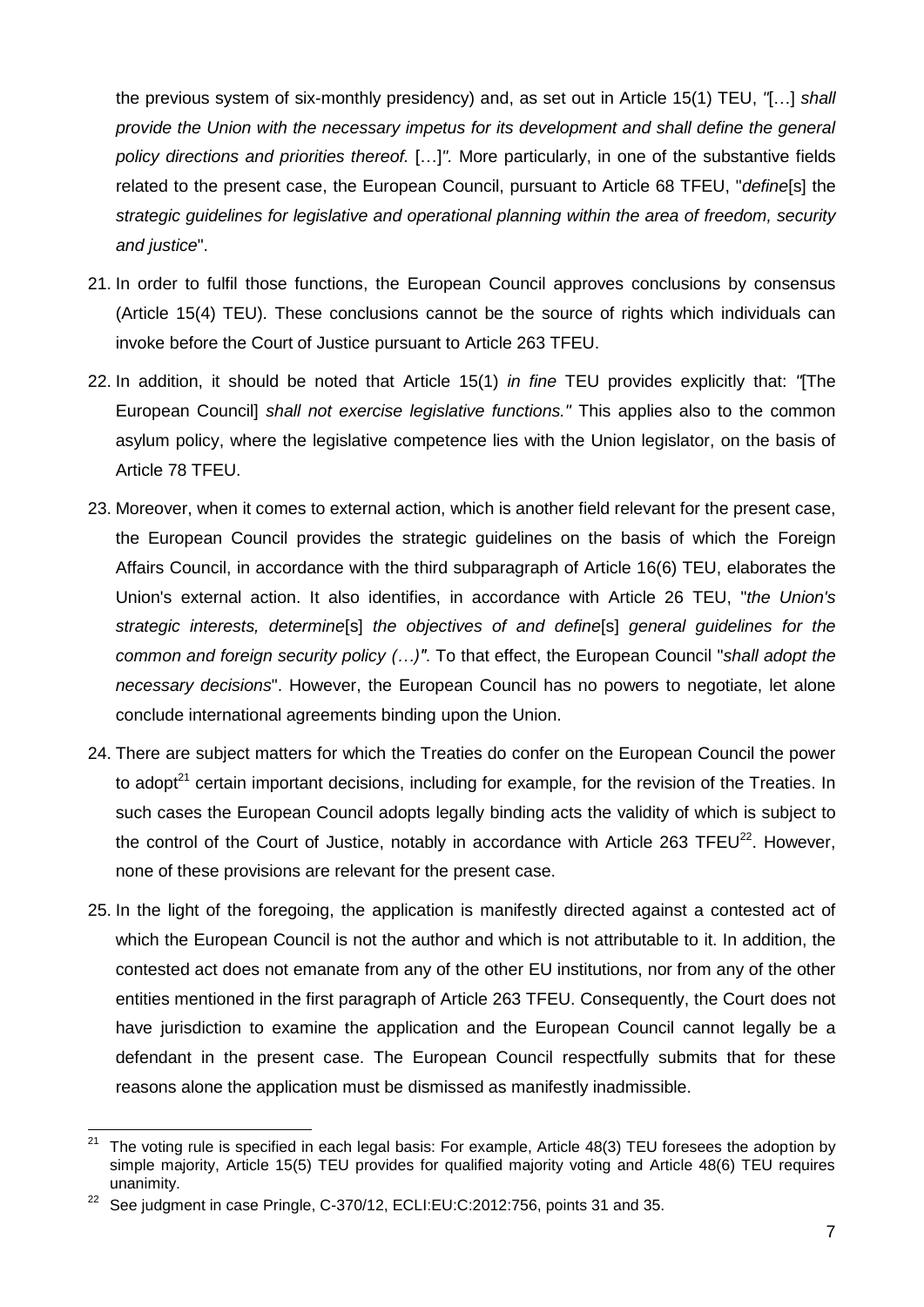the previous system of six-monthly presidency) and, as set out in Article 15(1) TEU, *"*[…] *shall provide the Union with the necessary impetus for its development and shall define the general policy directions and priorities thereof.* […]*".* More particularly, in one of the substantive fields related to the present case, the European Council, pursuant to Article 68 TFEU, "*define*[s] the *strategic guidelines for legislative and operational planning within the area of freedom, security and justice*".

21. In order to fulfil those functions, the European Council approves conclusions by consensus (Article 15(4) TEU). These conclusions cannot be the source of rights which individuals can invoke before the Court of Justice pursuant to Article 263 TFEU.

22. In addition, it should be noted that Article 15(1) *in fine* TEU provides explicitly that: *"*[The European Council] *shall not exercise legislative functions."* This applies also to the common asylum policy, where the legislative competence lies with the Union legislator, on the basis of Article 78 TFEU.

23. Moreover, when it comes to external action, which is another field relevant for the present case, the European Council provides the strategic guidelines on the basis of which the Foreign Affairs Council, in accordance with the third subparagraph of Article 16(6) TEU, elaborates the Union's external action. It also identifies, in accordance with Article 26 TEU, "*the Union's strategic interests, determine*[s] *the objectives of and define*[s] *general guidelines for the common and foreign security policy (…)"*. To that effect, the European Council "*shall adopt the necessary decisions*". However, the European Council has no powers to negotiate, let alone conclude international agreements binding upon the Union.

24. There are subject matters for which the Treaties do confer on the European Council the power to adopt[21] certain important decisions, including for example, for the revision of the Treaties. In such cases the European Council adopts legally binding acts the validity of which is subject to the control of the Court of Justice, notably in accordance with Article 263 TFEU[22]. However, none of these provisions are relevant for the present case.

25. In the light of the foregoing, the application is manifestly directed against a contested act of which the European Council is not the author and which is not attributable to it. In addition, the contested act does not emanate from any of the other EU institutions, nor from any of the other entities mentioned in the first paragraph of Article 263 TFEU. Consequently, the Court does not have jurisdiction to examine the application and the European Council cannot legally be a defendant in the present case. The European Council respectfully submits that for these reasons alone the application must be dismissed as manifestly inadmissible.

---

[21] The voting rule is specified in each legal basis: For example, Article 48(3) TEU foresees the adoption by simple majority, Article 15(5) TEU provides for qualified majority voting and Article 48(6) TEU requires unanimity.

[22] See judgment in case Pringle, C-370/12, ECLI:EU:C:2012:756, points 31 and 35.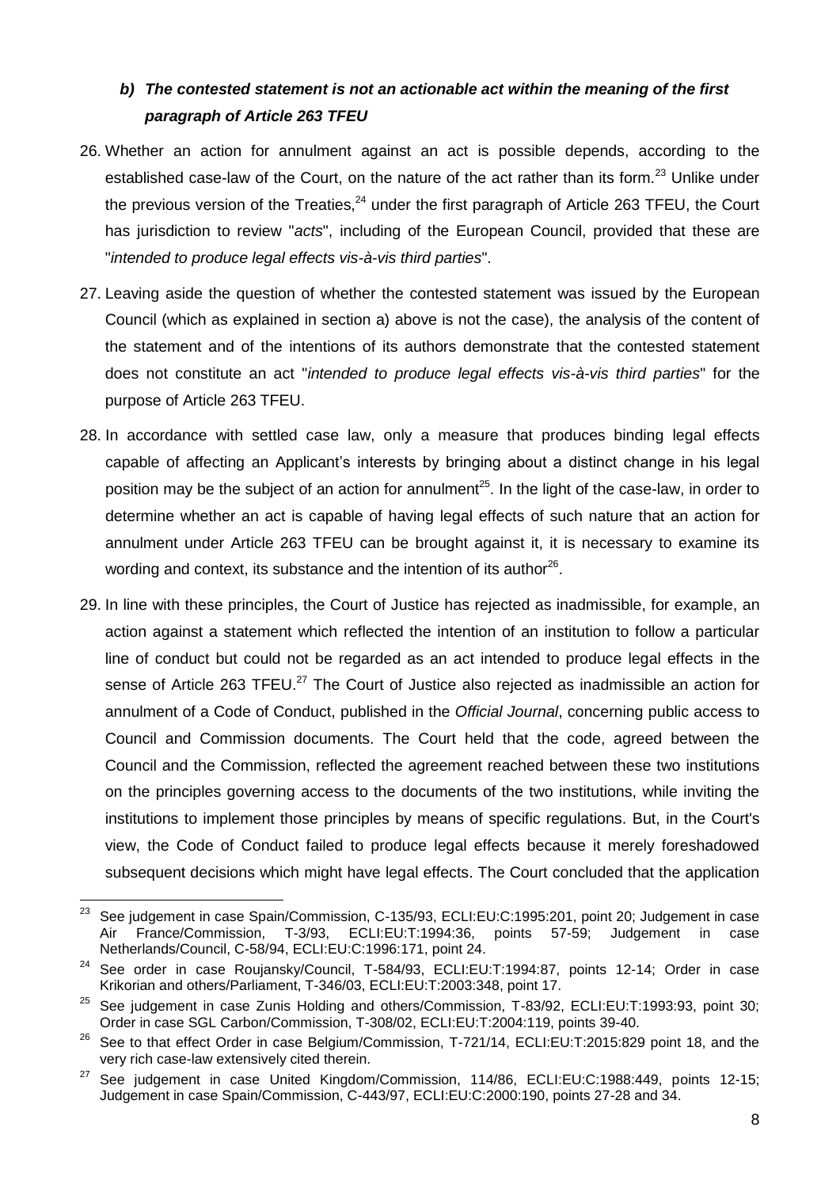### *b) The contested statement is not an actionable act within the meaning of the first paragraph of Article 263 TFEU*

26. Whether an action for annulment against an act is possible depends, according to the established case-law of the Court, on the nature of the act rather than its form.[23] Unlike under the previous version of the Treaties,[24] under the first paragraph of Article 263 TFEU, the Court has jurisdiction to review "*acts*", including of the European Council, provided that these are "*intended to produce legal effects vis-à-vis third parties*".

27. Leaving aside the question of whether the contested statement was issued by the European Council (which as explained in section a) above is not the case), the analysis of the content of the statement and of the intentions of its authors demonstrate that the contested statement does not constitute an act "*intended to produce legal effects vis-à-vis third parties*" for the purpose of Article 263 TFEU.

28. In accordance with settled case law, only a measure that produces binding legal effects capable of affecting an Applicant's interests by bringing about a distinct change in his legal position may be the subject of an action for annulment[25]. In the light of the case-law, in order to determine whether an act is capable of having legal effects of such nature that an action for annulment under Article 263 TFEU can be brought against it, it is necessary to examine its wording and context, its substance and the intention of its author[26].

29. In line with these principles, the Court of Justice has rejected as inadmissible, for example, an action against a statement which reflected the intention of an institution to follow a particular line of conduct but could not be regarded as an act intended to produce legal effects in the sense of Article 263 TFEU.[27] The Court of Justice also rejected as inadmissible an action for annulment of a Code of Conduct, published in the *Official Journal*, concerning public access to Council and Commission documents. The Court held that the code, agreed between the Council and the Commission, reflected the agreement reached between these two institutions on the principles governing access to the documents of the two institutions, while inviting the institutions to implement those principles by means of specific regulations. But, in the Court's view, the Code of Conduct failed to produce legal effects because it merely foreshadowed subsequent decisions which might have legal effects. The Court concluded that the application

---

[23] See judgement in case Spain/Commission, C-135/93, ECLI:EU:C:1995:201, point 20; Judgement in case Air France/Commission, T-3/93, ECLI:EU:T:1994:36, points 57-59; Judgement in case Netherlands/Council, C-58/94, ECLI:EU:C:1996:171, point 24.

[24] See order in case Roujansky/Council, T-584/93, ECLI:EU:T:1994:87, points 12-14; Order in case Krikorian and others/Parliament, T-346/03, ECLI:EU:T:2003:348, point 17.

[25] See judgement in case Zunis Holding and others/Commission, T-83/92, ECLI:EU:T:1993:93, point 30; Order in case SGL Carbon/Commission, T-308/02, ECLI:EU:T:2004:119, points 39-40.

[26] See to that effect Order in case Belgium/Commission, T-721/14, ECLI:EU:T:2015:829 point 18, and the very rich case-law extensively cited therein.

[27] See judgement in case United Kingdom/Commission, 114/86, ECLI:EU:C:1988:449, points 12-15; Judgement in case Spain/Commission, C-443/97, ECLI:EU:C:2000:190, points 27-28 and 34.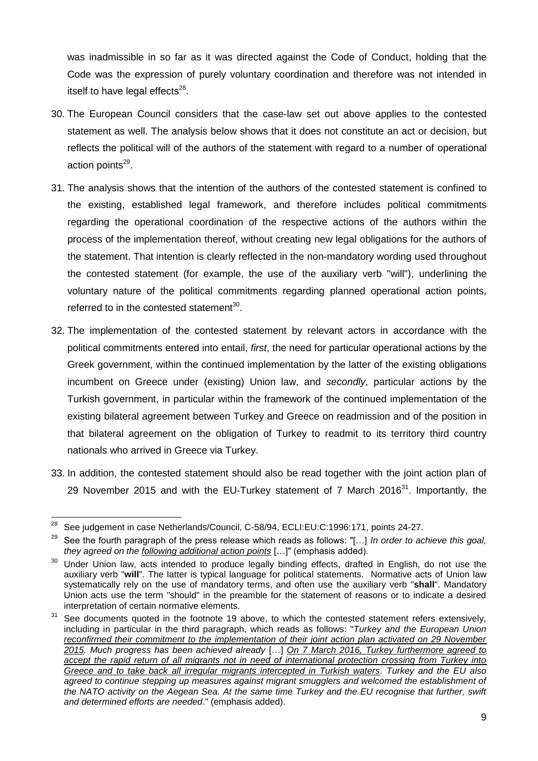was inadmissible in so far as it was directed against the Code of Conduct, holding that the Code was the expression of purely voluntary coordination and therefore was not intended in itself to have legal effects[28].

30. The European Council considers that the case-law set out above applies to the contested statement as well. The analysis below shows that it does not constitute an act or decision, but reflects the political will of the authors of the statement with regard to a number of operational action points[29].

31. The analysis shows that the intention of the authors of the contested statement is confined to the existing, established legal framework, and therefore includes political commitments regarding the operational coordination of the respective actions of the authors within the process of the implementation thereof, without creating new legal obligations for the authors of the statement. That intention is clearly reflected in the non-mandatory wording used throughout the contested statement (for example, the use of the auxiliary verb "will"), underlining the voluntary nature of the political commitments regarding planned operational action points, referred to in the contested statement[30].

32. The implementation of the contested statement by relevant actors in accordance with the political commitments entered into entail, *first*, the need for particular operational actions by the Greek government, within the continued implementation by the latter of the existing obligations incumbent on Greece under (existing) Union law, and *secondly*, particular actions by the Turkish government, in particular within the framework of the continued implementation of the existing bilateral agreement between Turkey and Greece on readmission and of the position in that bilateral agreement on the obligation of Turkey to readmit to its territory third country nationals who arrived in Greece via Turkey.

33. In addition, the contested statement should also be read together with the joint action plan of 29 November 2015 and with the EU-Turkey statement of 7 March 2016[31]. Importantly, the

---

[28] See judgement in case Netherlands/Council, C-58/94, ECLI:EU:C:1996:171, points 24-27.

[29] See the fourth paragraph of the press release which reads as follows: "[…] *In order to achieve this goal, they agreed on the* *__following additional action points__* […]" (emphasis added).

[30] Under Union law, acts intended to produce legally binding effects, drafted in English, do not use the auxiliary verb "**will**". The latter is typical language for political statements. Normative acts of Union law systematically rely on the use of mandatory terms, and often use the auxiliary verb "**shall**". Mandatory Union acts use the term "should" in the preamble for the statement of reasons or to indicate a desired interpretation of certain normative elements.

[31] See documents quoted in the footnote 19 above, to which the contested statement refers extensively, including in particular in the third paragraph, which reads as follows: "*__Turkey and the European Union reconfirmed their commitment to the implementation of their joint action plan activated on 29 November 2015__. Much progress has been achieved already* […] *__On 7 March 2016, Turkey furthermore agreed to accept the rapid return of all migrants not in need of international protection crossing from Turkey into Greece and to take back all irregular migrants intercepted in Turkish waters__. Turkey and the EU also agreed to continue stepping up measures against migrant smugglers and welcomed the establishment of the NATO activity on the Aegean Sea. At the same time Turkey and the EU recognise that further, swift and determined efforts are needed*." (emphasis added).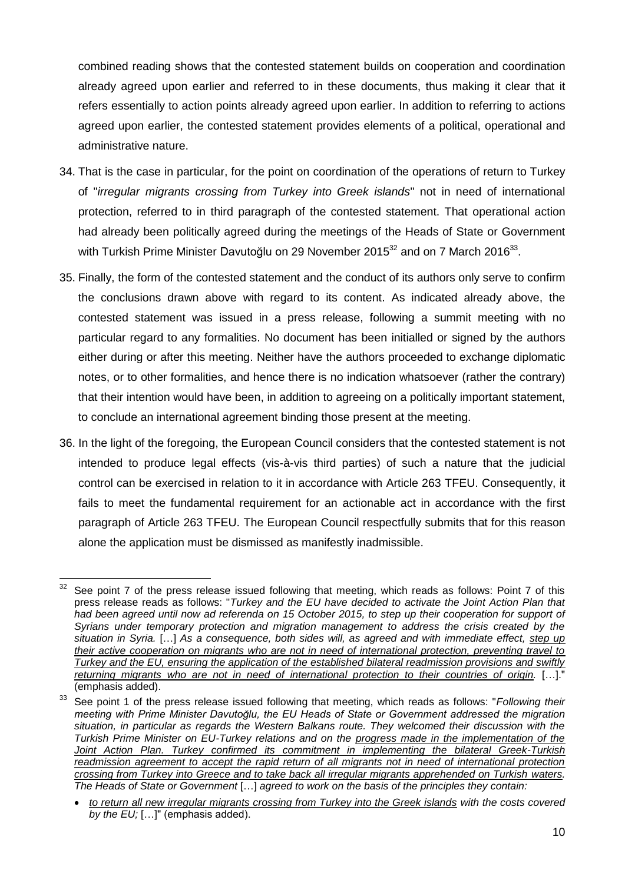combined reading shows that the contested statement builds on cooperation and coordination already agreed upon earlier and referred to in these documents, thus making it clear that it refers essentially to action points already agreed upon earlier. In addition to referring to actions agreed upon earlier, the contested statement provides elements of a political, operational and administrative nature.

34. That is the case in particular, for the point on coordination of the operations of return to Turkey of "*irregular migrants crossing from Turkey into Greek islands*" not in need of international protection, referred to in third paragraph of the contested statement. That operational action had already been politically agreed during the meetings of the Heads of State or Government with Turkish Prime Minister Davutoğlu on 29 November 2015[32] and on 7 March 2016[33].

35. Finally, the form of the contested statement and the conduct of its authors only serve to confirm the conclusions drawn above with regard to its content. As indicated already above, the contested statement was issued in a press release, following a summit meeting with no particular regard to any formalities. No document has been initialled or signed by the authors either during or after this meeting. Neither have the authors proceeded to exchange diplomatic notes, or to other formalities, and hence there is no indication whatsoever (rather the contrary) that their intention would have been, in addition to agreeing on a politically important statement, to conclude an international agreement binding those present at the meeting.

36. In the light of the foregoing, the European Council considers that the contested statement is not intended to produce legal effects (vis-à-vis third parties) of such a nature that the judicial control can be exercised in relation to it in accordance with Article 263 TFEU. Consequently, it fails to meet the fundamental requirement for an actionable act in accordance with the first paragraph of Article 263 TFEU. The European Council respectfully submits that for this reason alone the application must be dismissed as manifestly inadmissible.

---

[32] See point 7 of the press release issued following that meeting, which reads as follows: Point 7 of this press release reads as follows: "*Turkey and the EU have decided to activate the Joint Action Plan that had been agreed until now ad referenda on 15 October 2015, to step up their cooperation for support of Syrians under temporary protection and migration management to address the crisis created by the situation in Syria.* […] *As a consequence, both sides will, as agreed and with immediate effect, <u>step up their active cooperation on migrants who are not in need of international protection, preventing travel to Turkey and the EU, ensuring the application of the established bilateral readmission provisions and swiftly returning migrants who are not in need of international protection to their countries of origin.</u>* […]." (emphasis added).

[33] See point 1 of the press release issued following that meeting, which reads as follows: "*Following their meeting with Prime Minister Davutoğlu, the EU Heads of State or Government addressed the migration situation, in particular as regards the Western Balkans route. They welcomed their discussion with the Turkish Prime Minister on EU-Turkey relations and on the <u>progress made in the implementation of the Joint Action Plan. Turkey confirmed its commitment in implementing the bilateral Greek-Turkish readmission agreement to accept the rapid return of all migrants not in need of international protection crossing from Turkey into Greece and to take back all irregular migrants apprehended on Turkish waters.</u> The Heads of State or Government* […] *agreed to work on the basis of the principles they contain:*

- *<u>to return all new irregular migrants crossing from Turkey into the Greek islands</u> with the costs covered by the EU;* […]" (emphasis added).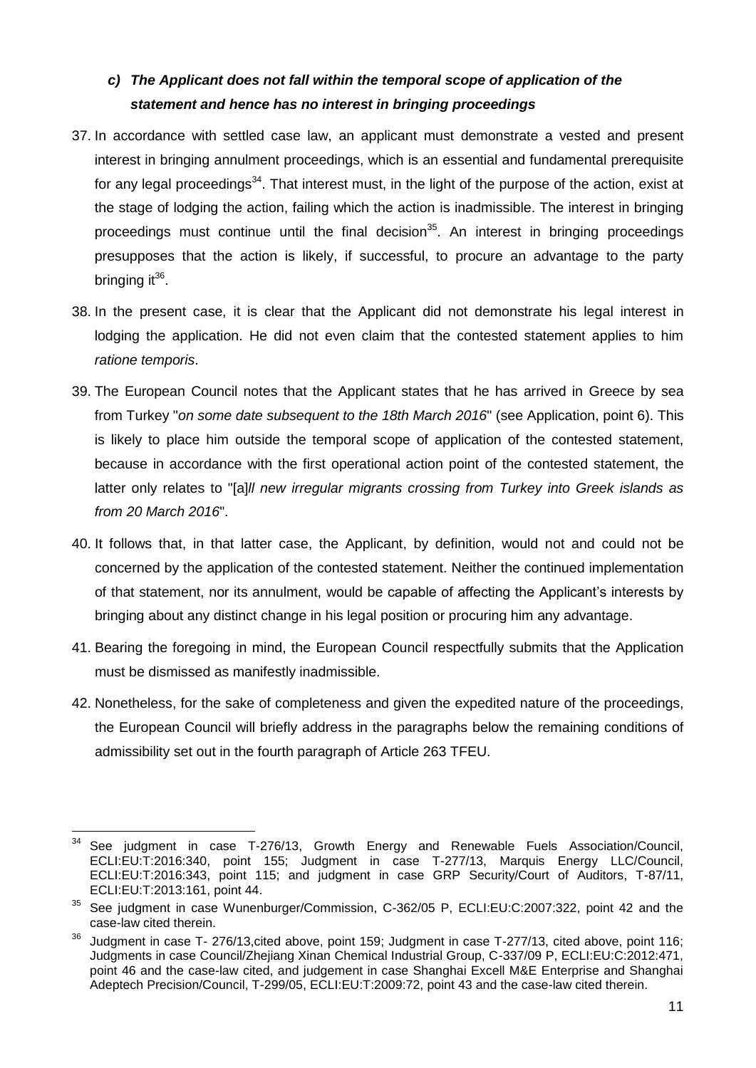### *c) The Applicant does not fall within the temporal scope of application of the statement and hence has no interest in bringing proceedings*

37. In accordance with settled case law, an applicant must demonstrate a vested and present interest in bringing annulment proceedings, which is an essential and fundamental prerequisite for any legal proceedings[34]. That interest must, in the light of the purpose of the action, exist at the stage of lodging the action, failing which the action is inadmissible. The interest in bringing proceedings must continue until the final decision[35]. An interest in bringing proceedings presupposes that the action is likely, if successful, to procure an advantage to the party bringing it[36].

38. In the present case, it is clear that the Applicant did not demonstrate his legal interest in lodging the application. He did not even claim that the contested statement applies to him *ratione temporis*.

39. The European Council notes that the Applicant states that he has arrived in Greece by sea from Turkey "*on some date subsequent to the 18th March 2016*" (see Application, point 6). This is likely to place him outside the temporal scope of application of the contested statement, because in accordance with the first operational action point of the contested statement, the latter only relates to "[a]*ll new irregular migrants crossing from Turkey into Greek islands as from 20 March 2016*".

40. It follows that, in that latter case, the Applicant, by definition, would not and could not be concerned by the application of the contested statement. Neither the continued implementation of that statement, nor its annulment, would be capable of affecting the Applicant's interests by bringing about any distinct change in his legal position or procuring him any advantage.

41. Bearing the foregoing in mind, the European Council respectfully submits that the Application must be dismissed as manifestly inadmissible.

42. Nonetheless, for the sake of completeness and given the expedited nature of the proceedings, the European Council will briefly address in the paragraphs below the remaining conditions of admissibility set out in the fourth paragraph of Article 263 TFEU.

---

[34] See judgment in case T-276/13, Growth Energy and Renewable Fuels Association/Council, ECLI:EU:T:2016:340, point 155; Judgment in case T-277/13, Marquis Energy LLC/Council, ECLI:EU:T:2016:343, point 115; and judgment in case GRP Security/Court of Auditors, T-87/11, ECLI:EU:T:2013:161, point 44.

[35] See judgment in case Wunenburger/Commission, C-362/05 P, ECLI:EU:C:2007:322, point 42 and the case-law cited therein.

[36] Judgment in case T- 276/13,cited above, point 159; Judgment in case T-277/13, cited above, point 116; Judgments in case Council/Zhejiang Xinan Chemical Industrial Group, C-337/09 P, ECLI:EU:C:2012:471, point 46 and the case-law cited, and judgement in case Shanghai Excell M&E Enterprise and Shanghai Adeptech Precision/Council, T-299/05, ECLI:EU:T:2009:72, point 43 and the case-law cited therein.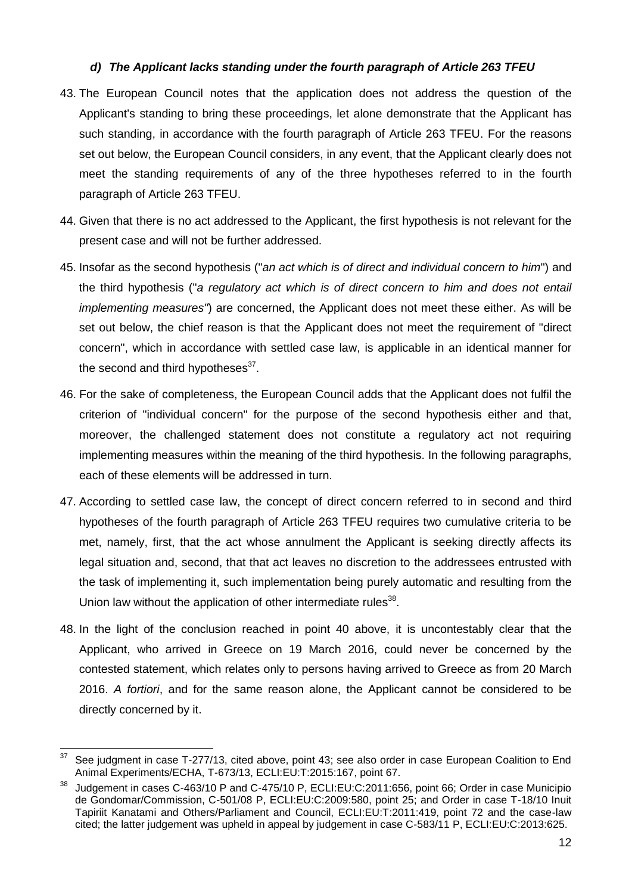### *d) The Applicant lacks standing under the fourth paragraph of Article 263 TFEU*

43. The European Council notes that the application does not address the question of the Applicant's standing to bring these proceedings, let alone demonstrate that the Applicant has such standing, in accordance with the fourth paragraph of Article 263 TFEU. For the reasons set out below, the European Council considers, in any event, that the Applicant clearly does not meet the standing requirements of any of the three hypotheses referred to in the fourth paragraph of Article 263 TFEU.

44. Given that there is no act addressed to the Applicant, the first hypothesis is not relevant for the present case and will not be further addressed.

45. Insofar as the second hypothesis ("*an act which is of direct and individual concern to him*") and the third hypothesis ("*a regulatory act which is of direct concern to him and does not entail implementing measures"*) are concerned, the Applicant does not meet these either. As will be set out below, the chief reason is that the Applicant does not meet the requirement of "direct concern", which in accordance with settled case law, is applicable in an identical manner for the second and third hypotheses[37].

46. For the sake of completeness, the European Council adds that the Applicant does not fulfil the criterion of "individual concern" for the purpose of the second hypothesis either and that, moreover, the challenged statement does not constitute a regulatory act not requiring implementing measures within the meaning of the third hypothesis. In the following paragraphs, each of these elements will be addressed in turn.

47. According to settled case law, the concept of direct concern referred to in second and third hypotheses of the fourth paragraph of Article 263 TFEU requires two cumulative criteria to be met, namely, first, that the act whose annulment the Applicant is seeking directly affects its legal situation and, second, that that act leaves no discretion to the addressees entrusted with the task of implementing it, such implementation being purely automatic and resulting from the Union law without the application of other intermediate rules[38].

48. In the light of the conclusion reached in point 40 above, it is uncontestably clear that the Applicant, who arrived in Greece on 19 March 2016, could never be concerned by the contested statement, which relates only to persons having arrived to Greece as from 20 March 2016. *A fortiori*, and for the same reason alone, the Applicant cannot be considered to be directly concerned by it.

---

[37] See judgment in case T-277/13, cited above, point 43; see also order in case European Coalition to End Animal Experiments/ECHA, T-673/13, ECLI:EU:T:2015:167, point 67.

[38] Judgement in cases C-463/10 P and C-475/10 P, ECLI:EU:C:2011:656, point 66; Order in case Municipio de Gondomar/Commission, C-501/08 P, ECLI:EU:C:2009:580, point 25; and Order in case T-18/10 Inuit Tapiriit Kanatami and Others/Parliament and Council, ECLI:EU:T:2011:419, point 72 and the case-law cited; the latter judgement was upheld in appeal by judgement in case C-583/11 P, ECLI:EU:C:2013:625.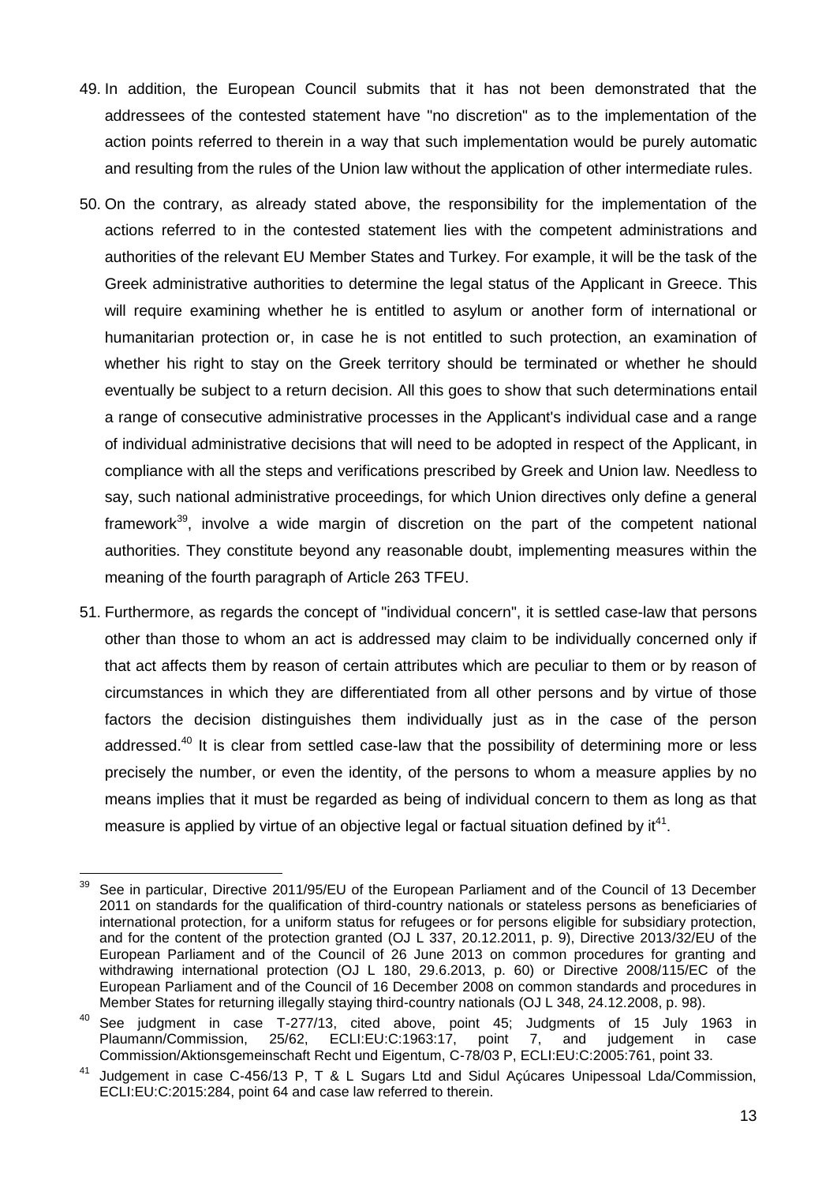49. In addition, the European Council submits that it has not been demonstrated that the addressees of the contested statement have "no discretion" as to the implementation of the action points referred to therein in a way that such implementation would be purely automatic and resulting from the rules of the Union law without the application of other intermediate rules.

50. On the contrary, as already stated above, the responsibility for the implementation of the actions referred to in the contested statement lies with the competent administrations and authorities of the relevant EU Member States and Turkey. For example, it will be the task of the Greek administrative authorities to determine the legal status of the Applicant in Greece. This will require examining whether he is entitled to asylum or another form of international or humanitarian protection or, in case he is not entitled to such protection, an examination of whether his right to stay on the Greek territory should be terminated or whether he should eventually be subject to a return decision. All this goes to show that such determinations entail a range of consecutive administrative processes in the Applicant's individual case and a range of individual administrative decisions that will need to be adopted in respect of the Applicant, in compliance with all the steps and verifications prescribed by Greek and Union law. Needless to say, such national administrative proceedings, for which Union directives only define a general framework[39], involve a wide margin of discretion on the part of the competent national authorities. They constitute beyond any reasonable doubt, implementing measures within the meaning of the fourth paragraph of Article 263 TFEU.

51. Furthermore, as regards the concept of "individual concern", it is settled case-law that persons other than those to whom an act is addressed may claim to be individually concerned only if that act affects them by reason of certain attributes which are peculiar to them or by reason of circumstances in which they are differentiated from all other persons and by virtue of those factors the decision distinguishes them individually just as in the case of the person addressed.[40] It is clear from settled case-law that the possibility of determining more or less precisely the number, or even the identity, of the persons to whom a measure applies by no means implies that it must be regarded as being of individual concern to them as long as that measure is applied by virtue of an objective legal or factual situation defined by it[41].

---

[39] See in particular, Directive 2011/95/EU of the European Parliament and of the Council of 13 December 2011 on standards for the qualification of third-country nationals or stateless persons as beneficiaries of international protection, for a uniform status for refugees or for persons eligible for subsidiary protection, and for the content of the protection granted (OJ L 337, 20.12.2011, p. 9), Directive 2013/32/EU of the European Parliament and of the Council of 26 June 2013 on common procedures for granting and withdrawing international protection (OJ L 180, 29.6.2013, p. 60) or Directive 2008/115/EC of the European Parliament and of the Council of 16 December 2008 on common standards and procedures in Member States for returning illegally staying third-country nationals (OJ L 348, 24.12.2008, p. 98).

[40] See judgment in case T-277/13, cited above, point 45; Judgments of 15 July 1963 in Plaumann/Commission, 25/62, ECLI:EU:C:1963:17, point 7, and judgement in case Commission/Aktionsgemeinschaft Recht und Eigentum, C-78/03 P, ECLI:EU:C:2005:761, point 33.

[41] Judgement in case C-456/13 P, T & L Sugars Ltd and Sidul Açúcares Unipessoal Lda/Commission, ECLI:EU:C:2015:284, point 64 and case law referred to therein.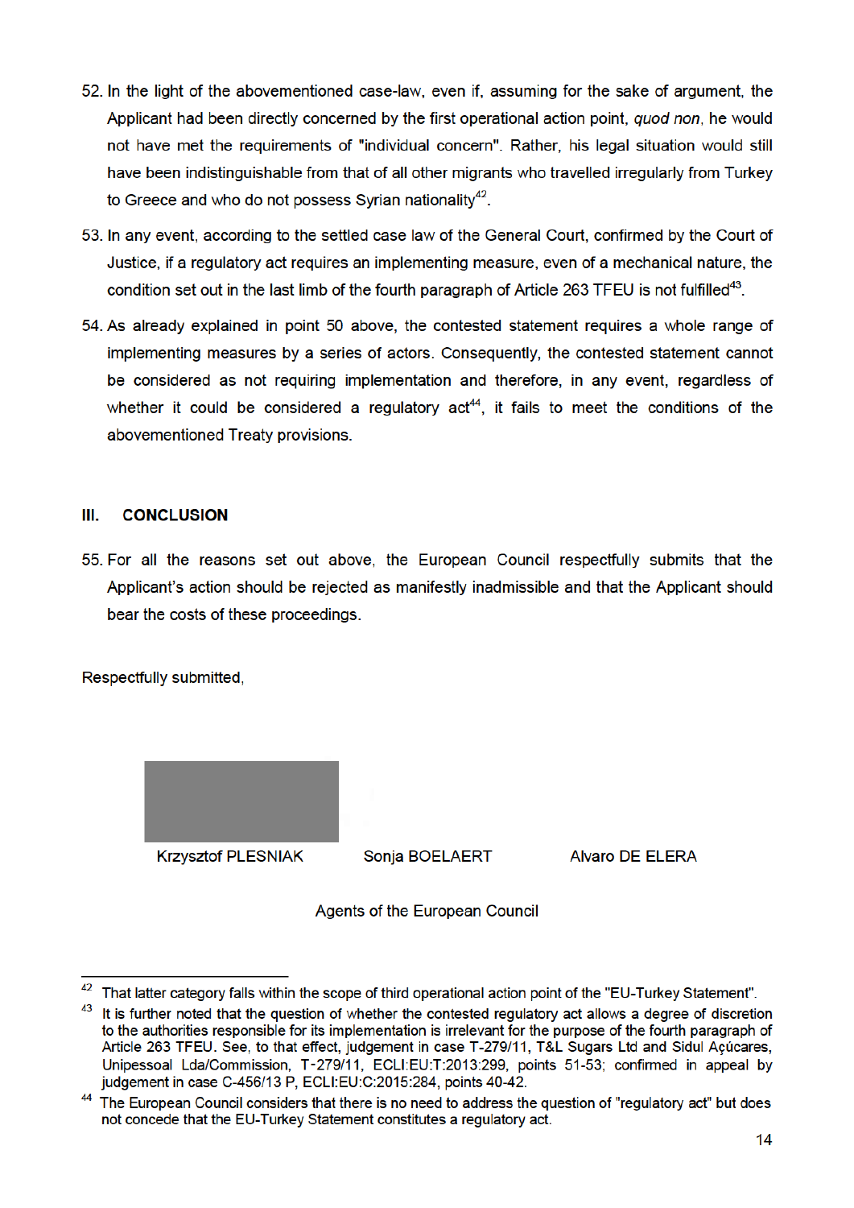52. In the light of the abovementioned case-law, even if, assuming for the sake of argument, the Applicant had been directly concerned by the first operational action point, *quod non*, he would not have met the requirements of "individual concern". Rather, his legal situation would still have been indistinguishable from that of all other migrants who travelled irregularly from Turkey to Greece and who do not possess Syrian nationality[42].

53. In any event, according to the settled case law of the General Court, confirmed by the Court of Justice, if a regulatory act requires an implementing measure, even of a mechanical nature, the condition set out in the last limb of the fourth paragraph of Article 263 TFEU is not fulfilled[43].

54. As already explained in point 50 above, the contested statement requires a whole range of implementing measures by a series of actors. Consequently, the contested statement cannot be considered as not requiring implementation and therefore, in any event, regardless of whether it could be considered a regulatory act[44], it fails to meet the conditions of the abovementioned Treaty provisions.

## III. CONCLUSION

55. For all the reasons set out above, the European Council respectfully submits that the Applicant's action should be rejected as manifestly inadmissible and that the Applicant should bear the costs of these proceedings.

Respectfully submitted,

Krzysztof PLESNIAK    Sonja BOELAERT    Alvaro DE ELERA

Agents of the European Council

---

[42] That latter category falls within the scope of third operational action point of the "EU-Turkey Statement".

[43] It is further noted that the question of whether the contested regulatory act allows a degree of discretion to the authorities responsible for its implementation is irrelevant for the purpose of the fourth paragraph of Article 263 TFEU. See, to that effect, judgement in case T-279/11, T&L Sugars Ltd and Sidul Açúcares, Unipessoal Lda/Commission, T-279/11, ECLI:EU:T:2013:299, points 51-53; confirmed in appeal by judgement in case C-456/13 P, ECLI:EU:C:2015:284, points 40-42.

[44] The European Council considers that there is no need to address the question of "regulatory act" but does not concede that the EU-Turkey Statement constitutes a regulatory act.